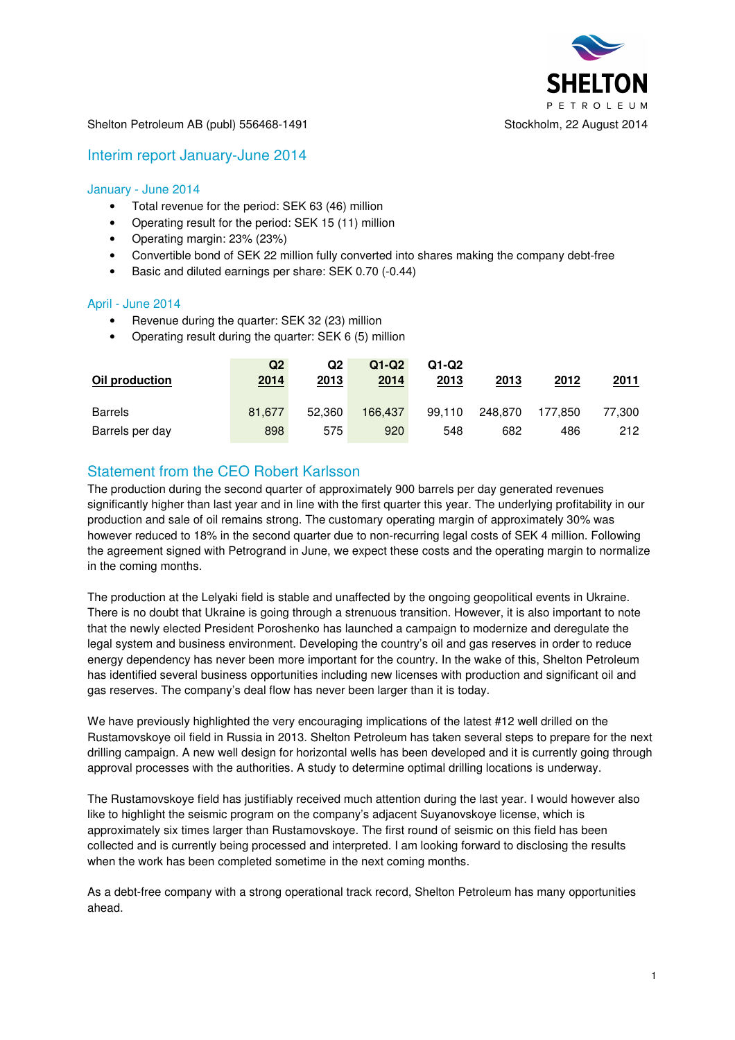Shelton Petroleum AB (publ) 556468-1491

Stockholm, 22 August 2014

# Interim report January-June 2014

### January - June 2014

- Total revenue for the period: SEK 63 (46) million
- Operating result for the period: SEK 15 (11) million
- Operating margin: 23% (23%)
- Convertible bond of SEK 22 million fully converted into shares making the company debt-free
- Basic and diluted earnings per share: SEK 0.70 (-0.44)

### April - June 2014

- Revenue during the quarter: SEK 32 (23) million
- Operating result during the quarter: SEK 6 (5) million

| Oil production | Q2 2014 | Q2 2013 | Q1-Q2 2014 | Q1-Q2 2013 | 2013 | 2012 | 2011 |
|---|---|---|---|---|---|---|---|
| Barrels | 81,677 | 52,360 | 166,437 | 99,110 | 248,870 | 177,850 | 77,300 |
| Barrels per day | 898 | 575 | 920 | 548 | 682 | 486 | 212 |

## Statement from the CEO Robert Karlsson

The production during the second quarter of approximately 900 barrels per day generated revenues significantly higher than last year and in line with the first quarter this year. The underlying profitability in our production and sale of oil remains strong. The customary operating margin of approximately 30% was however reduced to 18% in the second quarter due to non-recurring legal costs of SEK 4 million. Following the agreement signed with Petrogrand in June, we expect these costs and the operating margin to normalize in the coming months.

The production at the Lelyaki field is stable and unaffected by the ongoing geopolitical events in Ukraine. There is no doubt that Ukraine is going through a strenuous transition. However, it is also important to note that the newly elected President Poroshenko has launched a campaign to modernize and deregulate the legal system and business environment. Developing the country's oil and gas reserves in order to reduce energy dependency has never been more important for the country. In the wake of this, Shelton Petroleum has identified several business opportunities including new licenses with production and significant oil and gas reserves. The company's deal flow has never been larger than it is today.

We have previously highlighted the very encouraging implications of the latest #12 well drilled on the Rustamovskoye oil field in Russia in 2013. Shelton Petroleum has taken several steps to prepare for the next drilling campaign. A new well design for horizontal wells has been developed and it is currently going through approval processes with the authorities. A study to determine optimal drilling locations is underway.

The Rustamovskoye field has justifiably received much attention during the last year. I would however also like to highlight the seismic program on the company's adjacent Suyanovskoye license, which is approximately six times larger than Rustamovskoye. The first round of seismic on this field has been collected and is currently being processed and interpreted. I am looking forward to disclosing the results when the work has been completed sometime in the next coming months.

As a debt-free company with a strong operational track record, Shelton Petroleum has many opportunities ahead.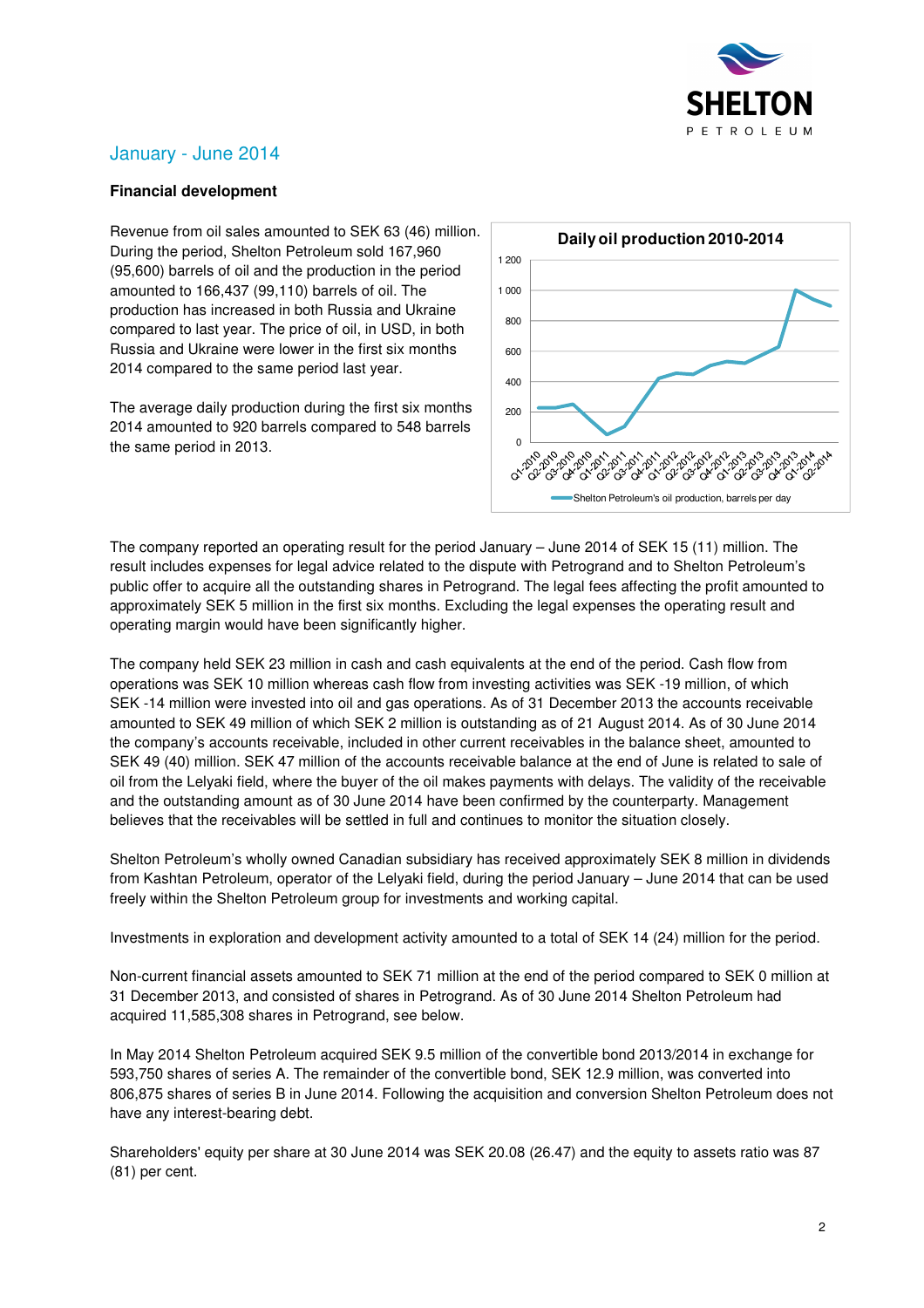## January - June 2014

### Financial development

Revenue from oil sales amounted to SEK 63 (46) million. During the period, Shelton Petroleum sold 167,960 (95,600) barrels of oil and the production in the period amounted to 166,437 (99,110) barrels of oil. The production has increased in both Russia and Ukraine compared to last year. The price of oil, in USD, in both Russia and Ukraine were lower in the first six months 2014 compared to the same period last year.

The average daily production during the first six months 2014 amounted to 920 barrels compared to 548 barrels the same period in 2013.

The company reported an operating result for the period January – June 2014 of SEK 15 (11) million. The result includes expenses for legal advice related to the dispute with Petrogrand and to Shelton Petroleum's public offer to acquire all the outstanding shares in Petrogrand. The legal fees affecting the profit amounted to approximately SEK 5 million in the first six months. Excluding the legal expenses the operating result and operating margin would have been significantly higher.

The company held SEK 23 million in cash and cash equivalents at the end of the period. Cash flow from operations was SEK 10 million whereas cash flow from investing activities was SEK -19 million, of which SEK -14 million were invested into oil and gas operations. As of 31 December 2013 the accounts receivable amounted to SEK 49 million of which SEK 2 million is outstanding as of 21 August 2014. As of 30 June 2014 the company's accounts receivable, included in other current receivables in the balance sheet, amounted to SEK 49 (40) million. SEK 47 million of the accounts receivable balance at the end of June is related to sale of oil from the Lelyaki field, where the buyer of the oil makes payments with delays. The validity of the receivable and the outstanding amount as of 30 June 2014 have been confirmed by the counterparty. Management believes that the receivables will be settled in full and continues to monitor the situation closely.

Shelton Petroleum's wholly owned Canadian subsidiary has received approximately SEK 8 million in dividends from Kashtan Petroleum, operator of the Lelyaki field, during the period January – June 2014 that can be used freely within the Shelton Petroleum group for investments and working capital.

Investments in exploration and development activity amounted to a total of SEK 14 (24) million for the period.

Non-current financial assets amounted to SEK 71 million at the end of the period compared to SEK 0 million at 31 December 2013, and consisted of shares in Petrogrand. As of 30 June 2014 Shelton Petroleum had acquired 11,585,308 shares in Petrogrand, see below.

In May 2014 Shelton Petroleum acquired SEK 9.5 million of the convertible bond 2013/2014 in exchange for 593,750 shares of series A. The remainder of the convertible bond, SEK 12.9 million, was converted into 806,875 shares of series B in June 2014. Following the acquisition and conversion Shelton Petroleum does not have any interest-bearing debt.

Shareholders' equity per share at 30 June 2014 was SEK 20.08 (26.47) and the equity to assets ratio was 87 (81) per cent.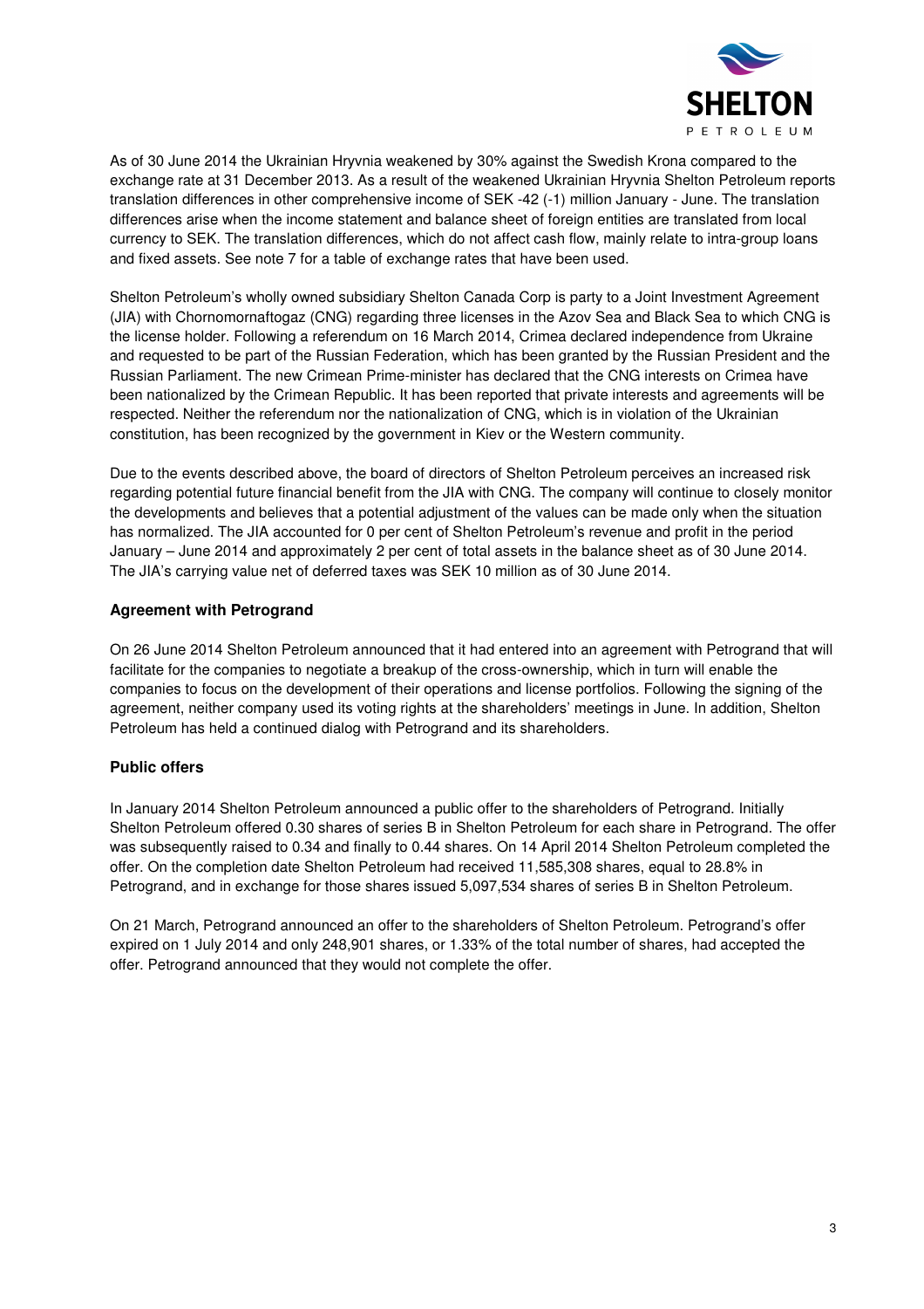As of 30 June 2014 the Ukrainian Hryvnia weakened by 30% against the Swedish Krona compared to the exchange rate at 31 December 2013. As a result of the weakened Ukrainian Hryvnia Shelton Petroleum reports translation differences in other comprehensive income of SEK -42 (-1) million January - June. The translation differences arise when the income statement and balance sheet of foreign entities are translated from local currency to SEK. The translation differences, which do not affect cash flow, mainly relate to intra-group loans and fixed assets. See note 7 for a table of exchange rates that have been used.

Shelton Petroleum's wholly owned subsidiary Shelton Canada Corp is party to a Joint Investment Agreement (JIA) with Chornomornaftogaz (CNG) regarding three licenses in the Azov Sea and Black Sea to which CNG is the license holder. Following a referendum on 16 March 2014, Crimea declared independence from Ukraine and requested to be part of the Russian Federation, which has been granted by the Russian President and the Russian Parliament. The new Crimean Prime-minister has declared that the CNG interests on Crimea have been nationalized by the Crimean Republic. It has been reported that private interests and agreements will be respected. Neither the referendum nor the nationalization of CNG, which is in violation of the Ukrainian constitution, has been recognized by the government in Kiev or the Western community.

Due to the events described above, the board of directors of Shelton Petroleum perceives an increased risk regarding potential future financial benefit from the JIA with CNG. The company will continue to closely monitor the developments and believes that a potential adjustment of the values can be made only when the situation has normalized. The JIA accounted for 0 per cent of Shelton Petroleum's revenue and profit in the period January – June 2014 and approximately 2 per cent of total assets in the balance sheet as of 30 June 2014. The JIA's carrying value net of deferred taxes was SEK 10 million as of 30 June 2014.

## Agreement with Petrogrand

On 26 June 2014 Shelton Petroleum announced that it had entered into an agreement with Petrogrand that will facilitate for the companies to negotiate a breakup of the cross-ownership, which in turn will enable the companies to focus on the development of their operations and license portfolios. Following the signing of the agreement, neither company used its voting rights at the shareholders' meetings in June. In addition, Shelton Petroleum has held a continued dialog with Petrogrand and its shareholders.

## Public offers

In January 2014 Shelton Petroleum announced a public offer to the shareholders of Petrogrand. Initially Shelton Petroleum offered 0.30 shares of series B in Shelton Petroleum for each share in Petrogrand. The offer was subsequently raised to 0.34 and finally to 0.44 shares. On 14 April 2014 Shelton Petroleum completed the offer. On the completion date Shelton Petroleum had received 11,585,308 shares, equal to 28.8% in Petrogrand, and in exchange for those shares issued 5,097,534 shares of series B in Shelton Petroleum.

On 21 March, Petrogrand announced an offer to the shareholders of Shelton Petroleum. Petrogrand's offer expired on 1 July 2014 and only 248,901 shares, or 1.33% of the total number of shares, had accepted the offer. Petrogrand announced that they would not complete the offer.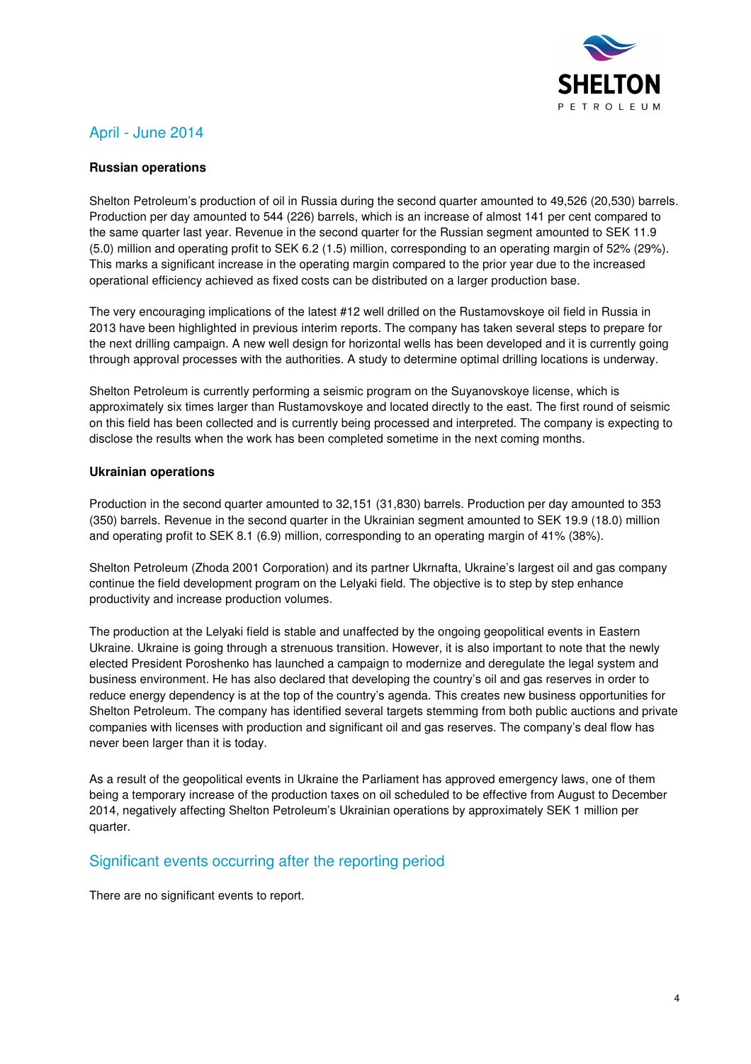## April - June 2014

### Russian operations

Shelton Petroleum's production of oil in Russia during the second quarter amounted to 49,526 (20,530) barrels. Production per day amounted to 544 (226) barrels, which is an increase of almost 141 per cent compared to the same quarter last year. Revenue in the second quarter for the Russian segment amounted to SEK 11.9 (5.0) million and operating profit to SEK 6.2 (1.5) million, corresponding to an operating margin of 52% (29%). This marks a significant increase in the operating margin compared to the prior year due to the increased operational efficiency achieved as fixed costs can be distributed on a larger production base.

The very encouraging implications of the latest #12 well drilled on the Rustamovskoye oil field in Russia in 2013 have been highlighted in previous interim reports. The company has taken several steps to prepare for the next drilling campaign. A new well design for horizontal wells has been developed and it is currently going through approval processes with the authorities. A study to determine optimal drilling locations is underway.

Shelton Petroleum is currently performing a seismic program on the Suyanovskoye license, which is approximately six times larger than Rustamovskoye and located directly to the east. The first round of seismic on this field has been collected and is currently being processed and interpreted. The company is expecting to disclose the results when the work has been completed sometime in the next coming months.

### Ukrainian operations

Production in the second quarter amounted to 32,151 (31,830) barrels. Production per day amounted to 353 (350) barrels. Revenue in the second quarter in the Ukrainian segment amounted to SEK 19.9 (18.0) million and operating profit to SEK 8.1 (6.9) million, corresponding to an operating margin of 41% (38%).

Shelton Petroleum (Zhoda 2001 Corporation) and its partner Ukrnafta, Ukraine's largest oil and gas company continue the field development program on the Lelyaki field. The objective is to step by step enhance productivity and increase production volumes.

The production at the Lelyaki field is stable and unaffected by the ongoing geopolitical events in Eastern Ukraine. Ukraine is going through a strenuous transition. However, it is also important to note that the newly elected President Poroshenko has launched a campaign to modernize and deregulate the legal system and business environment. He has also declared that developing the country's oil and gas reserves in order to reduce energy dependency is at the top of the country's agenda. This creates new business opportunities for Shelton Petroleum. The company has identified several targets stemming from both public auctions and private companies with licenses with production and significant oil and gas reserves. The company's deal flow has never been larger than it is today.

As a result of the geopolitical events in Ukraine the Parliament has approved emergency laws, one of them being a temporary increase of the production taxes on oil scheduled to be effective from August to December 2014, negatively affecting Shelton Petroleum's Ukrainian operations by approximately SEK 1 million per quarter.

## Significant events occurring after the reporting period

There are no significant events to report.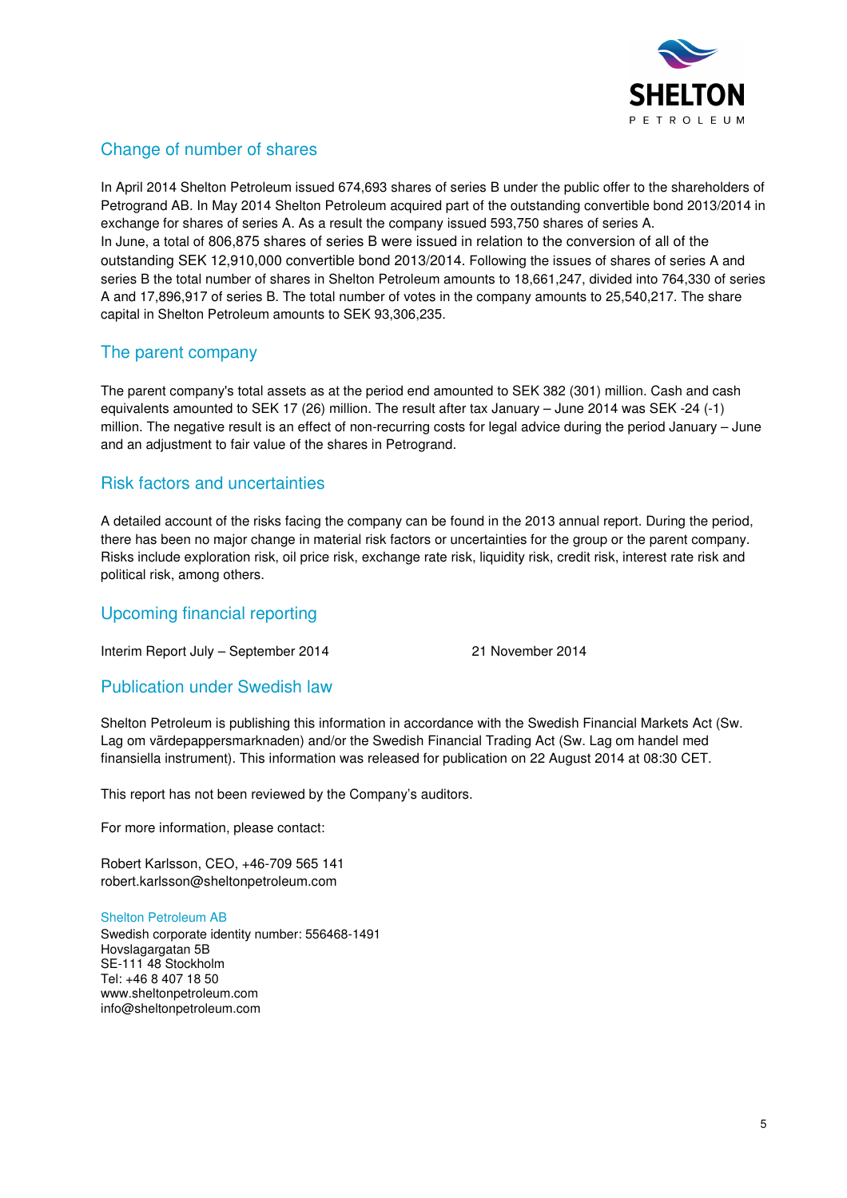## Change of number of shares

In April 2014 Shelton Petroleum issued 674,693 shares of series B under the public offer to the shareholders of Petrogrand AB. In May 2014 Shelton Petroleum acquired part of the outstanding convertible bond 2013/2014 in exchange for shares of series A. As a result the company issued 593,750 shares of series A.
In June, a total of 806,875 shares of series B were issued in relation to the conversion of all of the outstanding SEK 12,910,000 convertible bond 2013/2014. Following the issues of shares of series A and series B the total number of shares in Shelton Petroleum amounts to 18,661,247, divided into 764,330 of series A and 17,896,917 of series B. The total number of votes in the company amounts to 25,540,217. The share capital in Shelton Petroleum amounts to SEK 93,306,235.

## The parent company

The parent company's total assets as at the period end amounted to SEK 382 (301) million. Cash and cash equivalents amounted to SEK 17 (26) million. The result after tax January – June 2014 was SEK -24 (-1) million. The negative result is an effect of non-recurring costs for legal advice during the period January – June and an adjustment to fair value of the shares in Petrogrand.

## Risk factors and uncertainties

A detailed account of the risks facing the company can be found in the 2013 annual report. During the period, there has been no major change in material risk factors or uncertainties for the group or the parent company. Risks include exploration risk, oil price risk, exchange rate risk, liquidity risk, credit risk, interest rate risk and political risk, among others.

## Upcoming financial reporting

| | |
|---|---|
| Interim Report July – September 2014 | 21 November 2014 |

## Publication under Swedish law

Shelton Petroleum is publishing this information in accordance with the Swedish Financial Markets Act (Sw. Lag om värdepappersmarknaden) and/or the Swedish Financial Trading Act (Sw. Lag om handel med finansiella instrument). This information was released for publication on 22 August 2014 at 08:30 CET.

This report has not been reviewed by the Company's auditors.

For more information, please contact:

Robert Karlsson, CEO, +46-709 565 141
robert.karlsson@sheltonpetroleum.com

Shelton Petroleum AB
Swedish corporate identity number: 556468-1491
Hovslagargatan 5B
SE-111 48 Stockholm
Tel: +46 8 407 18 50
www.sheltonpetroleum.com
info@sheltonpetroleum.com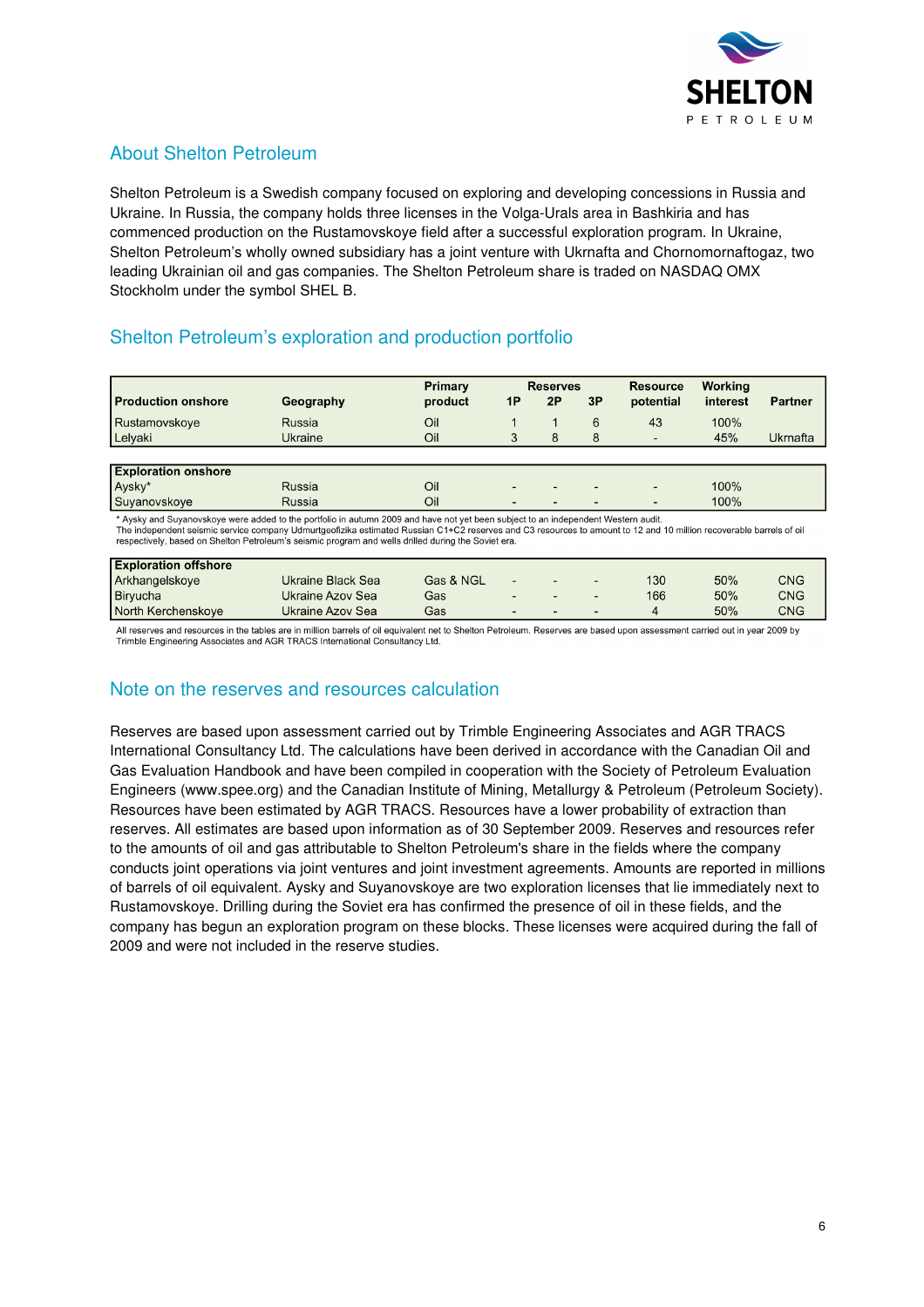## About Shelton Petroleum

Shelton Petroleum is a Swedish company focused on exploring and developing concessions in Russia and Ukraine. In Russia, the company holds three licenses in the Volga-Urals area in Bashkiria and has commenced production on the Rustamovskoye field after a successful exploration program. In Ukraine, Shelton Petroleum's wholly owned subsidiary has a joint venture with Ukrnafta and Chornomornaftogaz, two leading Ukrainian oil and gas companies. The Shelton Petroleum share is traded on NASDAQ OMX Stockholm under the symbol SHEL B.

## Shelton Petroleum's exploration and production portfolio

| Production onshore | Geography | Primary product | Reserves 1P | 2P | 3P | Resource potential | Working interest | Partner |
|---|---|---|---|---|---|---|---|---|
| Rustamovskoye | Russia | Oil | 1 | 1 | 6 | 43 | 100% | |
| Lelyaki | Ukraine | Oil | 3 | 8 | 8 | - | 45% | Ukrnafta |
| **Exploration onshore** | | | | | | | | |
| Aysky* | Russia | Oil | - | - | - | - | 100% | |
| Suyanovskoye | Russia | Oil | - | - | - | - | 100% | |
| **Exploration offshore** | | | | | | | | |
| Arkhangelskoye | Ukraine Black Sea | Gas & NGL | - | - | - | 130 | 50% | CNG |
| Biryucha | Ukraine Azov Sea | Gas | - | - | - | 166 | 50% | CNG |
| North Kerchenskoye | Ukraine Azov Sea | Gas | - | - | - | 4 | 50% | CNG |

\* Aysky and Suyanovskoye were added to the portfolio in autumn 2009 and have not yet been subject to an independent Western audit.
The independent seismic service company Udmurtgeofizika estimated Russian C1+C2 reserves and C3 resources to amount to 12 and 10 million recoverable barrels of oil respectively, based on Shelton Petroleum's seismic program and wells drilled during the Soviet era.

All reserves and resources in the tables are in million barrels of oil equivalent net to Shelton Petroleum. Reserves are based upon assessment carried out in year 2009 by Trimble Engineering Associates and AGR TRACS International Consultancy Ltd.

## Note on the reserves and resources calculation

Reserves are based upon assessment carried out by Trimble Engineering Associates and AGR TRACS International Consultancy Ltd. The calculations have been derived in accordance with the Canadian Oil and Gas Evaluation Handbook and have been compiled in cooperation with the Society of Petroleum Evaluation Engineers (www.spee.org) and the Canadian Institute of Mining, Metallurgy & Petroleum (Petroleum Society). Resources have been estimated by AGR TRACS. Resources have a lower probability of extraction than reserves. All estimates are based upon information as of 30 September 2009. Reserves and resources refer to the amounts of oil and gas attributable to Shelton Petroleum's share in the fields where the company conducts joint operations via joint ventures and joint investment agreements. Amounts are reported in millions of barrels of oil equivalent. Aysky and Suyanovskoye are two exploration licenses that lie immediately next to Rustamovskoye. Drilling during the Soviet era has confirmed the presence of oil in these fields, and the company has begun an exploration program on these blocks. These licenses were acquired during the fall of 2009 and were not included in the reserve studies.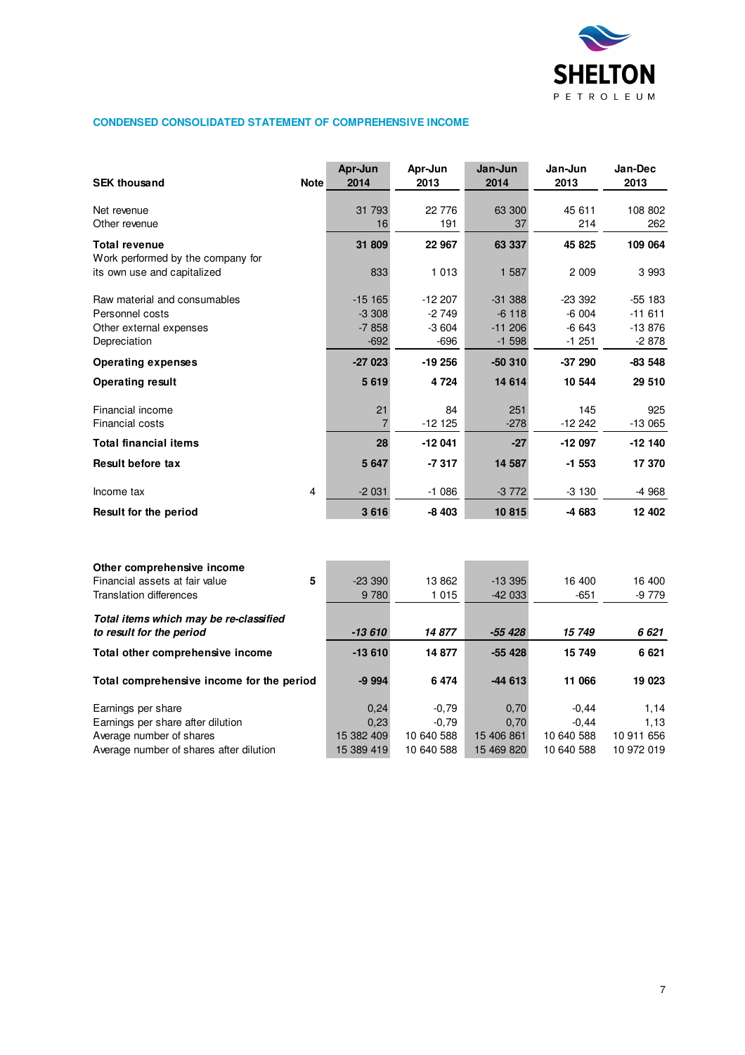## CONDENSED CONSOLIDATED STATEMENT OF COMPREHENSIVE INCOME

| SEK thousand | Note | Apr-Jun 2014 | Apr-Jun 2013 | Jan-Jun 2014 | Jan-Jun 2013 | Jan-Dec 2013 |
|---|---|---|---|---|---|---|
| Net revenue | | 31 793 | 22 776 | 63 300 | 45 611 | 108 802 |
| Other revenue | | 16 | 191 | 37 | 214 | 262 |
| **Total revenue** | | **31 809** | **22 967** | **63 337** | **45 825** | **109 064** |
| Work performed by the company for its own use and capitalized | | 833 | 1 013 | 1 587 | 2 009 | 3 993 |
| Raw material and consumables | | -15 165 | -12 207 | -31 388 | -23 392 | -55 183 |
| Personnel costs | | -3 308 | -2 749 | -6 118 | -6 004 | -11 611 |
| Other external expenses | | -7 858 | -3 604 | -11 206 | -6 643 | -13 876 |
| Depreciation | | -692 | -696 | -1 598 | -1 251 | -2 878 |
| **Operating expenses** | | **-27 023** | **-19 256** | **-50 310** | **-37 290** | **-83 548** |
| **Operating result** | | **5 619** | **4 724** | **14 614** | **10 544** | **29 510** |
| Financial income | | 21 | 84 | 251 | 145 | 925 |
| Financial costs | | 7 | -12 125 | -278 | -12 242 | -13 065 |
| **Total financial items** | | **28** | **-12 041** | **-27** | **-12 097** | **-12 140** |
| **Result before tax** | | **5 647** | **-7 317** | **14 587** | **-1 553** | **17 370** |
| Income tax | 4 | -2 031 | -1 086 | -3 772 | -3 130 | -4 968 |
| **Result for the period** | | **3 616** | **-8 403** | **10 815** | **-4 683** | **12 402** |
| | | | | | | |
| **Other comprehensive income** | | | | | | |
| Financial assets at fair value | 5 | -23 390 | 13 862 | -13 395 | 16 400 | 16 400 |
| Translation differences | | 9 780 | 1 015 | -42 033 | -651 | -9 779 |
| ***Total items which may be re-classified to result for the period*** | | ***-13 610*** | ***14 877*** | ***-55 428*** | ***15 749*** | ***6 621*** |
| **Total other comprehensive income** | | **-13 610** | **14 877** | **-55 428** | **15 749** | **6 621** |
| **Total comprehensive income for the period** | | **-9 994** | **6 474** | **-44 613** | **11 066** | **19 023** |
| Earnings per share | | 0,24 | -0,79 | 0,70 | -0,44 | 1,14 |
| Earnings per share after dilution | | 0,23 | -0,79 | 0,70 | -0,44 | 1,13 |
| Average number of shares | | 15 382 409 | 10 640 588 | 15 406 861 | 10 640 588 | 10 911 656 |
| Average number of shares after dilution | | 15 389 419 | 10 640 588 | 15 469 820 | 10 640 588 | 10 972 019 |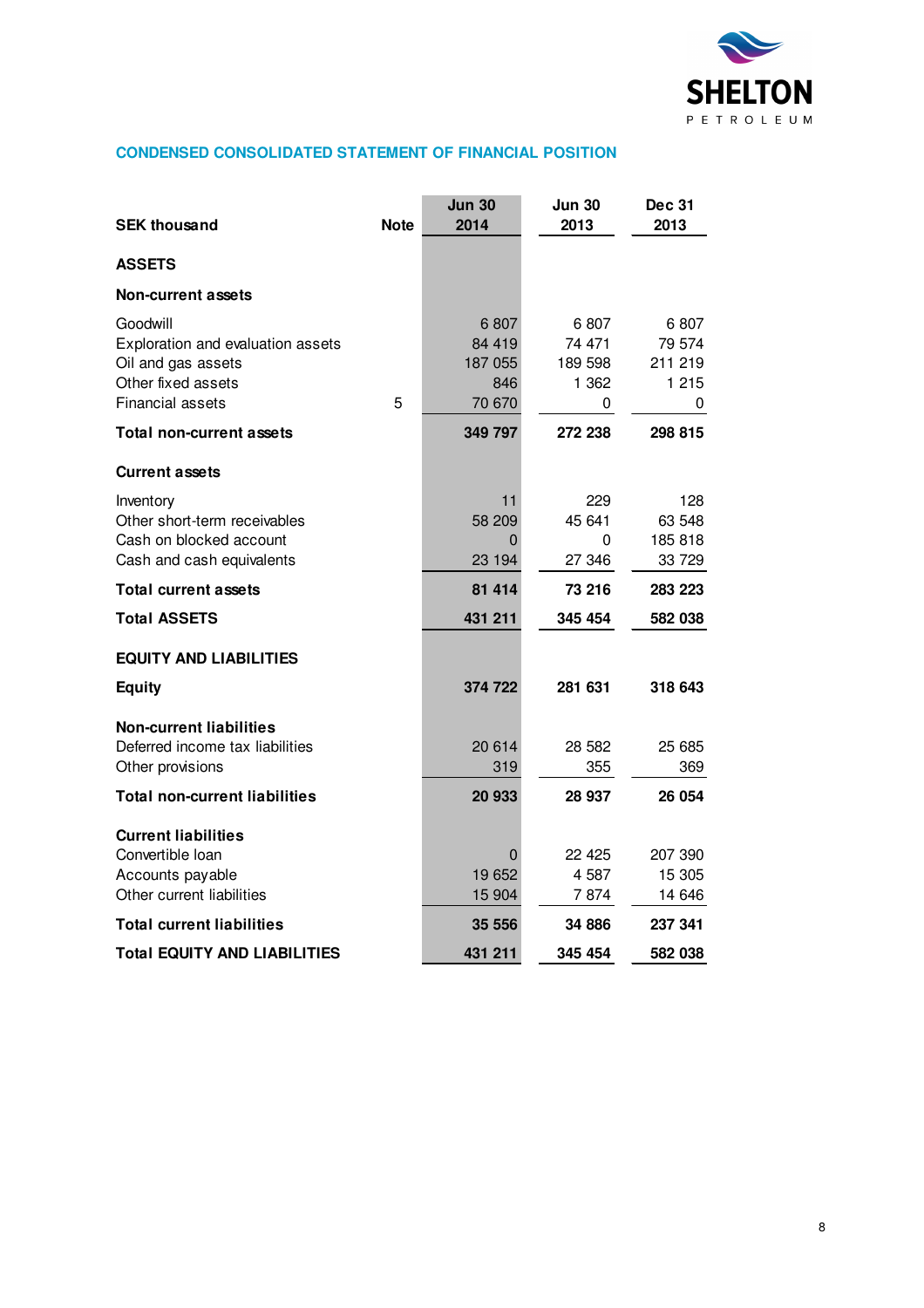## CONDENSED CONSOLIDATED STATEMENT OF FINANCIAL POSITION

| SEK thousand | Note | Jun 30 2014 | Jun 30 2013 | Dec 31 2013 |
|---|---|---|---|---|
| **ASSETS** | | | | |
| **Non-current assets** | | | | |
| Goodwill | | 6 807 | 6 807 | 6 807 |
| Exploration and evaluation assets | | 84 419 | 74 471 | 79 574 |
| Oil and gas assets | | 187 055 | 189 598 | 211 219 |
| Other fixed assets | | 846 | 1 362 | 1 215 |
| Financial assets | 5 | 70 670 | 0 | 0 |
| **Total non-current assets** | | **349 797** | **272 238** | **298 815** |
| **Current assets** | | | | |
| Inventory | | 11 | 229 | 128 |
| Other short-term receivables | | 58 209 | 45 641 | 63 548 |
| Cash on blocked account | | 0 | 0 | 185 818 |
| Cash and cash equivalents | | 23 194 | 27 346 | 33 729 |
| **Total current assets** | | **81 414** | **73 216** | **283 223** |
| **Total ASSETS** | | **431 211** | **345 454** | **582 038** |
| **EQUITY AND LIABILITIES** | | | | |
| **Equity** | | **374 722** | **281 631** | **318 643** |
| **Non-current liabilities** | | | | |
| Deferred income tax liabilities | | 20 614 | 28 582 | 25 685 |
| Other provisions | | 319 | 355 | 369 |
| **Total non-current liabilities** | | **20 933** | **28 937** | **26 054** |
| **Current liabilities** | | | | |
| Convertible loan | | 0 | 22 425 | 207 390 |
| Accounts payable | | 19 652 | 4 587 | 15 305 |
| Other current liabilities | | 15 904 | 7 874 | 14 646 |
| **Total current liabilities** | | **35 556** | **34 886** | **237 341** |
| **Total EQUITY AND LIABILITIES** | | **431 211** | **345 454** | **582 038** |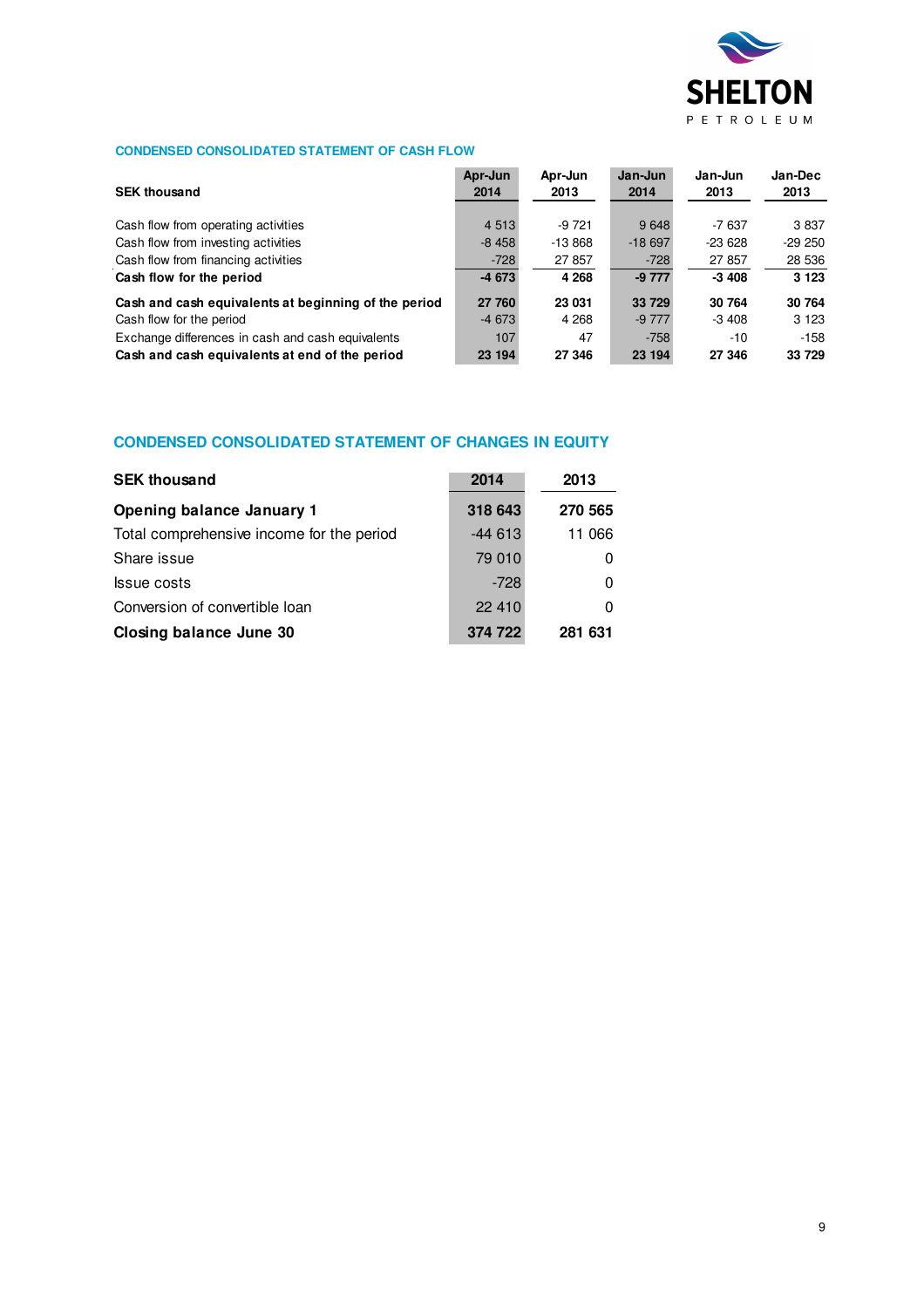## CONDENSED CONSOLIDATED STATEMENT OF CASH FLOW

| SEK thousand | Apr-Jun 2014 | Apr-Jun 2013 | Jan-Jun 2014 | Jan-Jun 2013 | Jan-Dec 2013 |
|---|---|---|---|---|---|
| Cash flow from operating activities | 4 513 | -9 721 | 9 648 | -7 637 | 3 837 |
| Cash flow from investing activities | -8 458 | -13 868 | -18 697 | -23 628 | -29 250 |
| Cash flow from financing activities | -728 | 27 857 | -728 | 27 857 | 28 536 |
| **Cash flow for the period** | **-4 673** | **4 268** | **-9 777** | **-3 408** | **3 123** |
| **Cash and cash equivalents at beginning of the period** | **27 760** | **23 031** | **33 729** | **30 764** | **30 764** |
| Cash flow for the period | -4 673 | 4 268 | -9 777 | -3 408 | 3 123 |
| Exchange differences in cash and cash equivalents | 107 | 47 | -758 | -10 | -158 |
| **Cash and cash equivalents at end of the period** | **23 194** | **27 346** | **23 194** | **27 346** | **33 729** |

## CONDENSED CONSOLIDATED STATEMENT OF CHANGES IN EQUITY

| SEK thousand | 2014 | 2013 |
|---|---|---|
| **Opening balance January 1** | **318 643** | **270 565** |
| Total comprehensive income for the period | -44 613 | 11 066 |
| Share issue | 79 010 | 0 |
| Issue costs | -728 | 0 |
| Conversion of convertible loan | 22 410 | 0 |
| **Closing balance June 30** | **374 722** | **281 631** |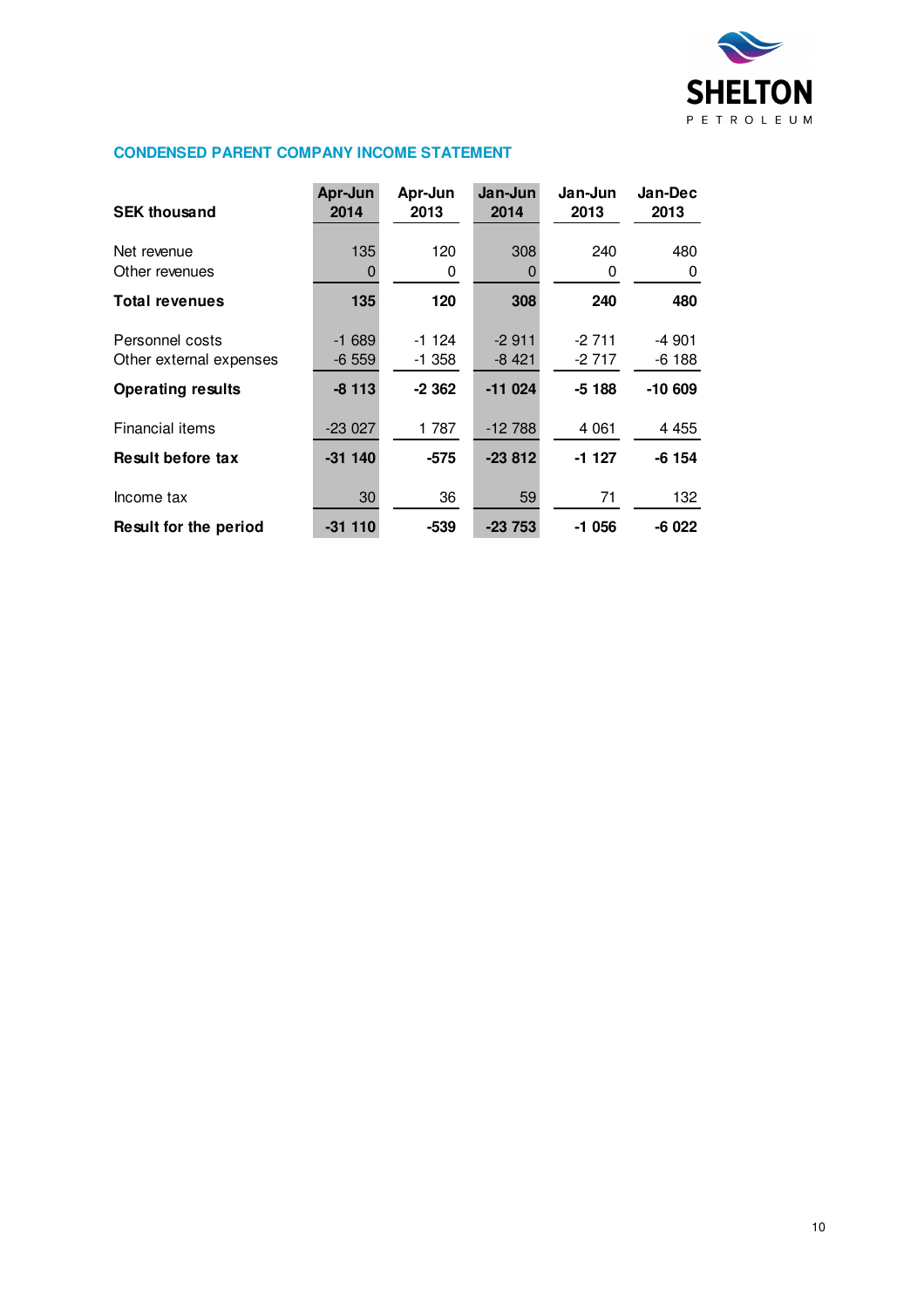## CONDENSED PARENT COMPANY INCOME STATEMENT

| SEK thousand | Apr-Jun 2014 | Apr-Jun 2013 | Jan-Jun 2014 | Jan-Jun 2013 | Jan-Dec 2013 |
|---|---|---|---|---|---|
| Net revenue | 135 | 120 | 308 | 240 | 480 |
| Other revenues | 0 | 0 | 0 | 0 | 0 |
| **Total revenues** | **135** | **120** | **308** | **240** | **480** |
| Personnel costs | -1 689 | -1 124 | -2 911 | -2 711 | -4 901 |
| Other external expenses | -6 559 | -1 358 | -8 421 | -2 717 | -6 188 |
| **Operating results** | **-8 113** | **-2 362** | **-11 024** | **-5 188** | **-10 609** |
| Financial items | -23 027 | 1 787 | -12 788 | 4 061 | 4 455 |
| **Result before tax** | **-31 140** | **-575** | **-23 812** | **-1 127** | **-6 154** |
| Income tax | 30 | 36 | 59 | 71 | 132 |
| **Result for the period** | **-31 110** | **-539** | **-23 753** | **-1 056** | **-6 022** |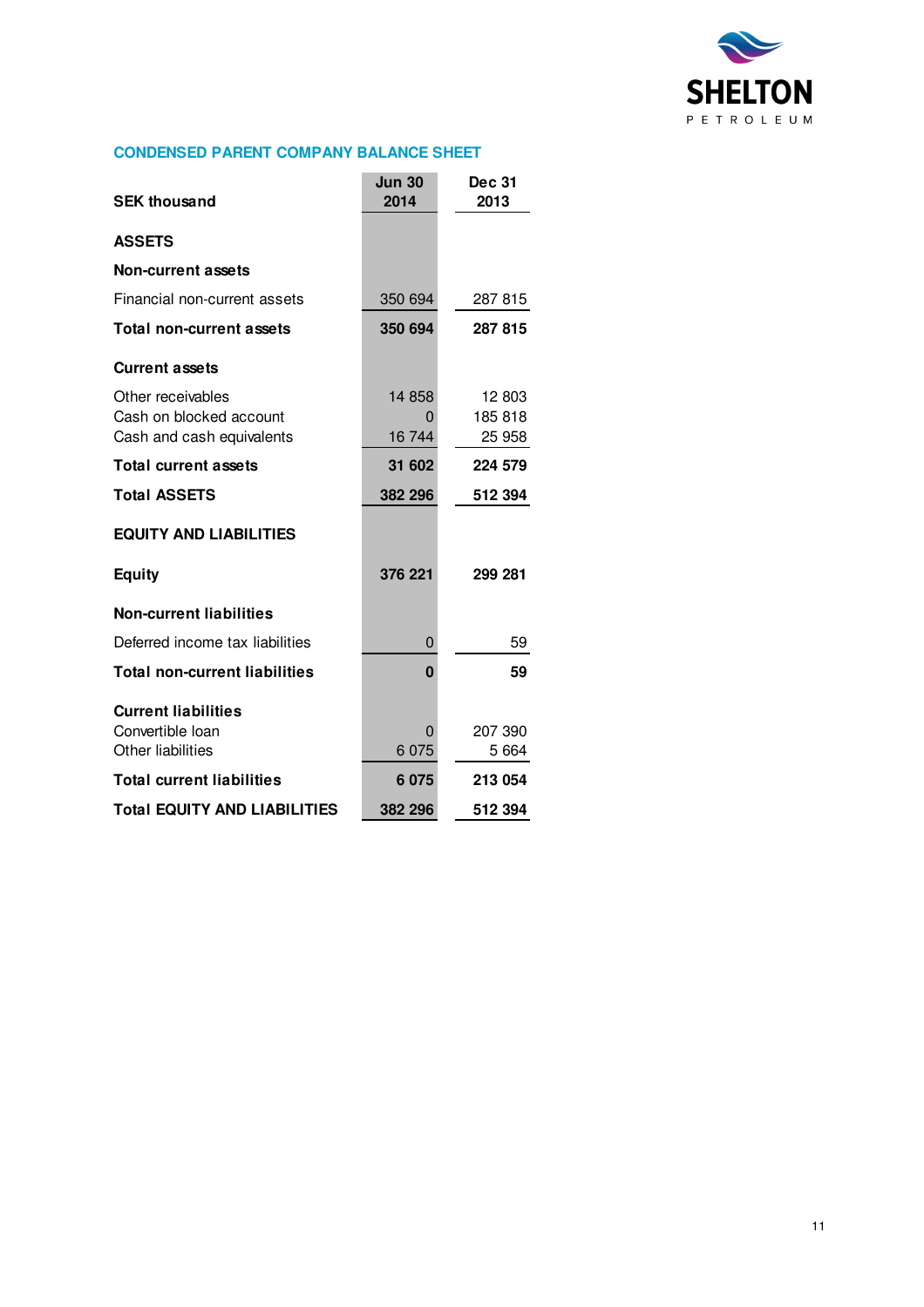## CONDENSED PARENT COMPANY BALANCE SHEET

| SEK thousand | Jun 30 2014 | Dec 31 2013 |
|---|---|---|
| **ASSETS** | | |
| **Non-current assets** | | |
| Financial non-current assets | 350 694 | 287 815 |
| **Total non-current assets** | **350 694** | **287 815** |
| **Current assets** | | |
| Other receivables | 14 858 | 12 803 |
| Cash on blocked account | 0 | 185 818 |
| Cash and cash equivalents | 16 744 | 25 958 |
| **Total current assets** | **31 602** | **224 579** |
| **Total ASSETS** | **382 296** | **512 394** |
| **EQUITY AND LIABILITIES** | | |
| **Equity** | **376 221** | **299 281** |
| **Non-current liabilities** | | |
| Deferred income tax liabilities | 0 | 59 |
| **Total non-current liabilities** | **0** | **59** |
| **Current liabilities** | | |
| Convertible loan | 0 | 207 390 |
| Other liabilities | 6 075 | 5 664 |
| **Total current liabilities** | **6 075** | **213 054** |
| **Total EQUITY AND LIABILITIES** | **382 296** | **512 394** |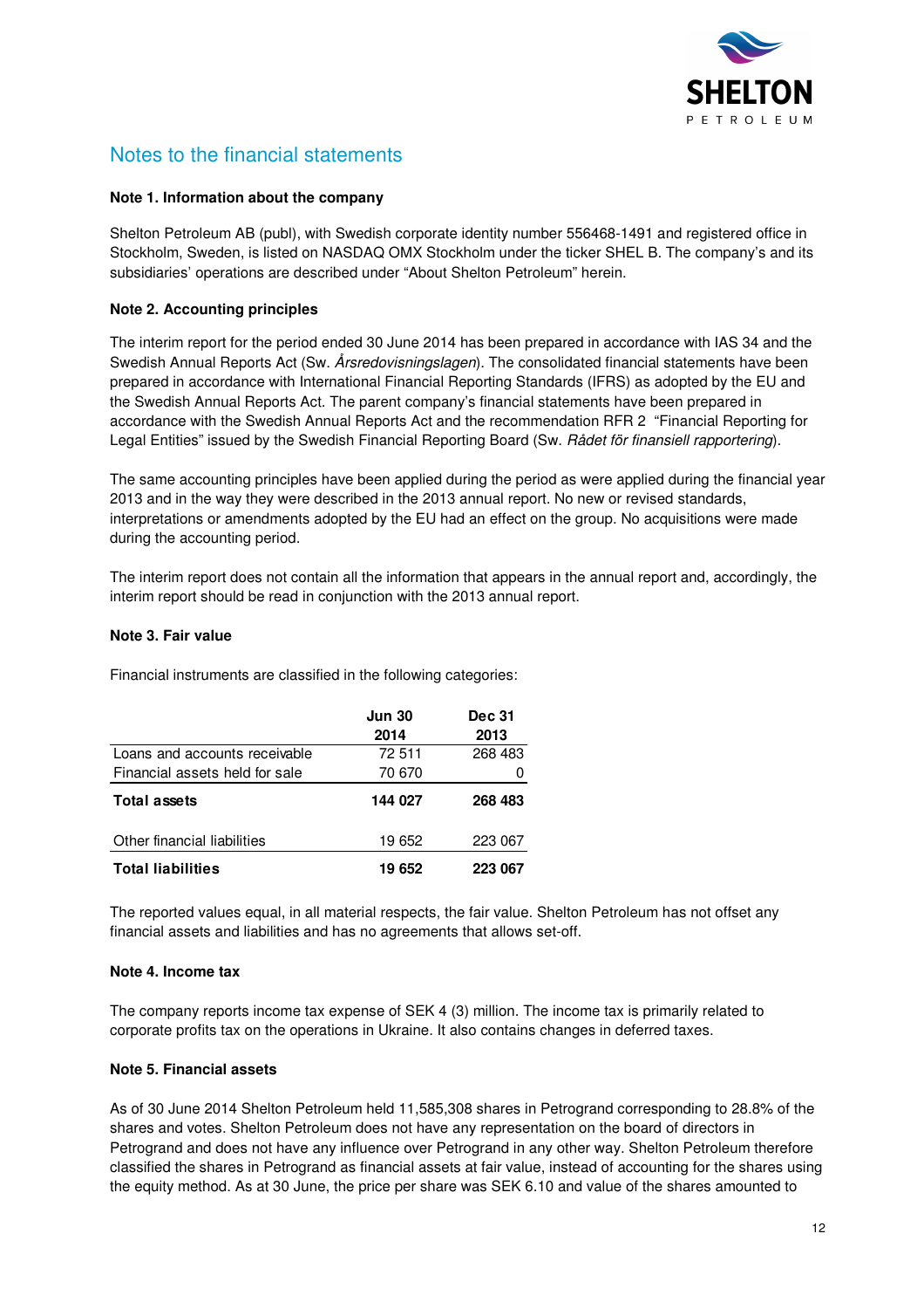# Notes to the financial statements

**Note 1. Information about the company**

Shelton Petroleum AB (publ), with Swedish corporate identity number 556468-1491 and registered office in Stockholm, Sweden, is listed on NASDAQ OMX Stockholm under the ticker SHEL B. The company's and its subsidiaries' operations are described under "About Shelton Petroleum" herein.

**Note 2. Accounting principles**

The interim report for the period ended 30 June 2014 has been prepared in accordance with IAS 34 and the Swedish Annual Reports Act (Sw. *Årsredovisningslagen*). The consolidated financial statements have been prepared in accordance with International Financial Reporting Standards (IFRS) as adopted by the EU and the Swedish Annual Reports Act. The parent company's financial statements have been prepared in accordance with the Swedish Annual Reports Act and the recommendation RFR 2 "Financial Reporting for Legal Entities" issued by the Swedish Financial Reporting Board (Sw. *Rådet för finansiell rapportering*).

The same accounting principles have been applied during the period as were applied during the financial year 2013 and in the way they were described in the 2013 annual report. No new or revised standards, interpretations or amendments adopted by the EU had an effect on the group. No acquisitions were made during the accounting period.

The interim report does not contain all the information that appears in the annual report and, accordingly, the interim report should be read in conjunction with the 2013 annual report.

**Note 3. Fair value**

Financial instruments are classified in the following categories:

| | Jun 30 2014 | Dec 31 2013 |
|---|---|---|
| Loans and accounts receivable | 72 511 | 268 483 |
| Financial assets held for sale | 70 670 | 0 |
| **Total assets** | **144 027** | **268 483** |
| | | |
| Other financial liabilities | 19 652 | 223 067 |
| **Total liabilities** | **19 652** | **223 067** |

The reported values equal, in all material respects, the fair value. Shelton Petroleum has not offset any financial assets and liabilities and has no agreements that allows set-off.

**Note 4. Income tax**

The company reports income tax expense of SEK 4 (3) million. The income tax is primarily related to corporate profits tax on the operations in Ukraine. It also contains changes in deferred taxes.

**Note 5. Financial assets**

As of 30 June 2014 Shelton Petroleum held 11,585,308 shares in Petrogrand corresponding to 28.8% of the shares and votes. Shelton Petroleum does not have any representation on the board of directors in Petrogrand and does not have any influence over Petrogrand in any other way. Shelton Petroleum therefore classified the shares in Petrogrand as financial assets at fair value, instead of accounting for the shares using the equity method. As at 30 June, the price per share was SEK 6.10 and value of the shares amounted to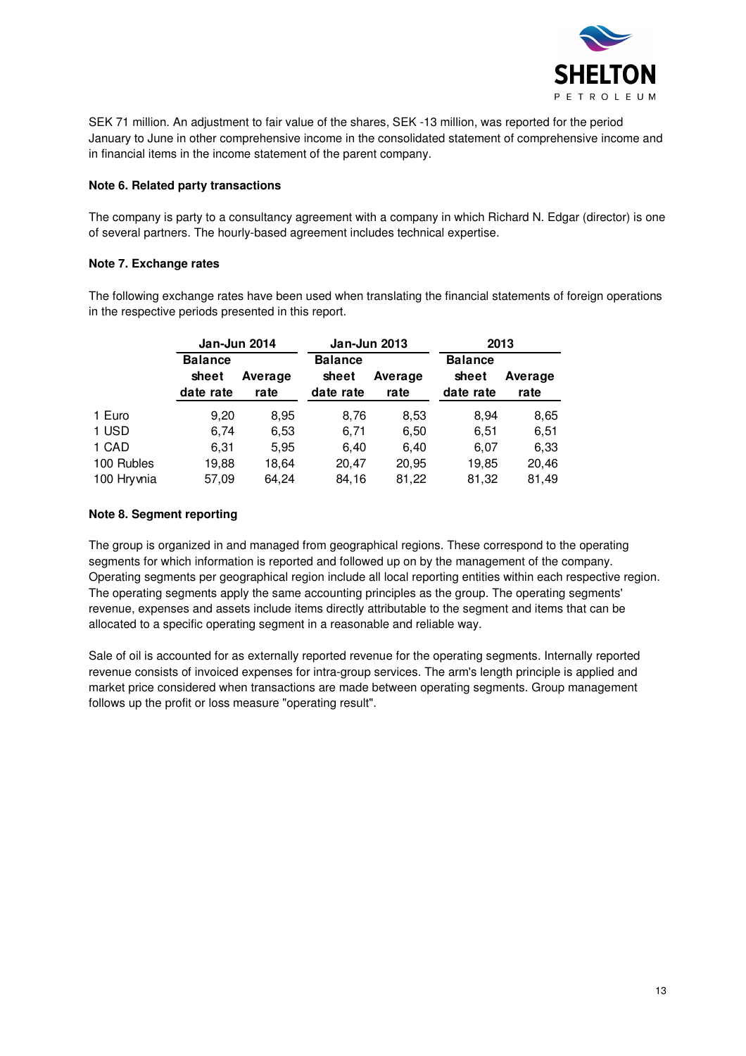SEK 71 million. An adjustment to fair value of the shares, SEK -13 million, was reported for the period January to June in other comprehensive income in the consolidated statement of comprehensive income and in financial items in the income statement of the parent company.

**Note 6. Related party transactions**

The company is party to a consultancy agreement with a company in which Richard N. Edgar (director) is one of several partners. The hourly-based agreement includes technical expertise.

**Note 7. Exchange rates**

The following exchange rates have been used when translating the financial statements of foreign operations in the respective periods presented in this report.

| | Jan-Jun 2014 | | Jan-Jun 2013 | | 2013 | |
|---|---|---|---|---|---|---|
| | Balance sheet date rate | Average rate | Balance sheet date rate | Average rate | Balance sheet date rate | Average rate |
| 1 Euro | 9,20 | 8,95 | 8,76 | 8,53 | 8,94 | 8,65 |
| 1 USD | 6,74 | 6,53 | 6,71 | 6,50 | 6,51 | 6,51 |
| 1 CAD | 6,31 | 5,95 | 6,40 | 6,40 | 6,07 | 6,33 |
| 100 Rubles | 19,88 | 18,64 | 20,47 | 20,95 | 19,85 | 20,46 |
| 100 Hryvnia | 57,09 | 64,24 | 84,16 | 81,22 | 81,32 | 81,49 |

**Note 8. Segment reporting**

The group is organized in and managed from geographical regions. These correspond to the operating segments for which information is reported and followed up on by the management of the company. Operating segments per geographical region include all local reporting entities within each respective region. The operating segments apply the same accounting principles as the group. The operating segments' revenue, expenses and assets include items directly attributable to the segment and items that can be allocated to a specific operating segment in a reasonable and reliable way.

Sale of oil is accounted for as externally reported revenue for the operating segments. Internally reported revenue consists of invoiced expenses for intra-group services. The arm's length principle is applied and market price considered when transactions are made between operating segments. Group management follows up the profit or loss measure "operating result".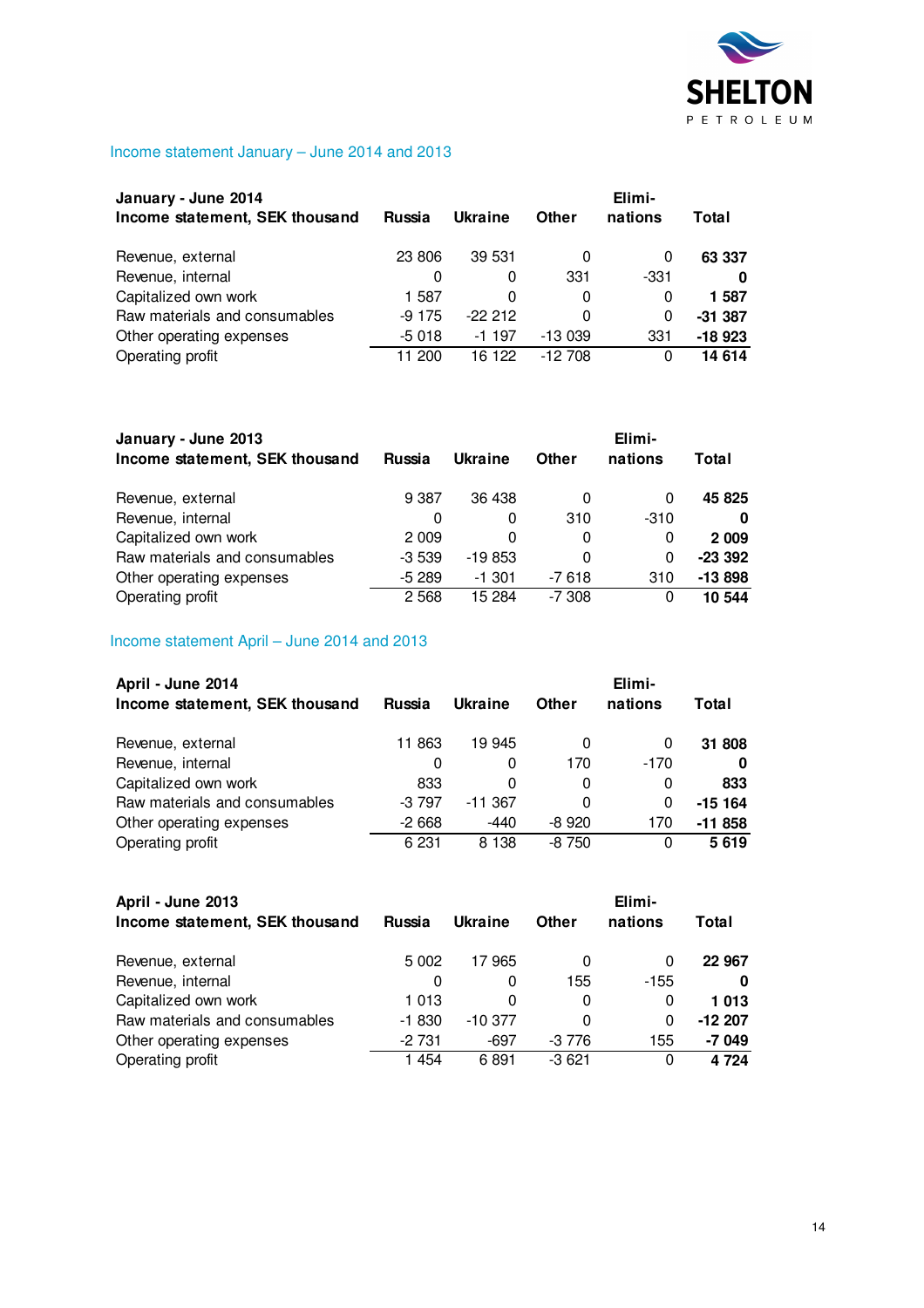## Income statement January – June 2014 and 2013

| January - June 2014<br>Income statement, SEK thousand | Russia | Ukraine | Other | Elimi-<br>nations | Total |
|---|---|---|---|---|---|
| Revenue, external | 23 806 | 39 531 | 0 | 0 | **63 337** |
| Revenue, internal | 0 | 0 | 331 | -331 | **0** |
| Capitalized own work | 1 587 | 0 | 0 | 0 | **1 587** |
| Raw materials and consumables | -9 175 | -22 212 | 0 | 0 | **-31 387** |
| Other operating expenses | -5 018 | -1 197 | -13 039 | 331 | **-18 923** |
| Operating profit | 11 200 | 16 122 | -12 708 | 0 | **14 614** |

| January - June 2013<br>Income statement, SEK thousand | Russia | Ukraine | Other | Elimi-<br>nations | Total |
|---|---|---|---|---|---|
| Revenue, external | 9 387 | 36 438 | 0 | 0 | **45 825** |
| Revenue, internal | 0 | 0 | 310 | -310 | **0** |
| Capitalized own work | 2 009 | 0 | 0 | 0 | **2 009** |
| Raw materials and consumables | -3 539 | -19 853 | 0 | 0 | **-23 392** |
| Other operating expenses | -5 289 | -1 301 | -7 618 | 310 | **-13 898** |
| Operating profit | 2 568 | 15 284 | -7 308 | 0 | **10 544** |

## Income statement April – June 2014 and 2013

| April - June 2014<br>Income statement, SEK thousand | Russia | Ukraine | Other | Elimi-<br>nations | Total |
|---|---|---|---|---|---|
| Revenue, external | 11 863 | 19 945 | 0 | 0 | **31 808** |
| Revenue, internal | 0 | 0 | 170 | -170 | **0** |
| Capitalized own work | 833 | 0 | 0 | 0 | **833** |
| Raw materials and consumables | -3 797 | -11 367 | 0 | 0 | **-15 164** |
| Other operating expenses | -2 668 | -440 | -8 920 | 170 | **-11 858** |
| Operating profit | 6 231 | 8 138 | -8 750 | 0 | **5 619** |

| April - June 2013<br>Income statement, SEK thousand | Russia | Ukraine | Other | Elimi-<br>nations | Total |
|---|---|---|---|---|---|
| Revenue, external | 5 002 | 17 965 | 0 | 0 | **22 967** |
| Revenue, internal | 0 | 0 | 155 | -155 | **0** |
| Capitalized own work | 1 013 | 0 | 0 | 0 | **1 013** |
| Raw materials and consumables | -1 830 | -10 377 | 0 | 0 | **-12 207** |
| Other operating expenses | -2 731 | -697 | -3 776 | 155 | **-7 049** |
| Operating profit | 1 454 | 6 891 | -3 621 | 0 | **4 724** |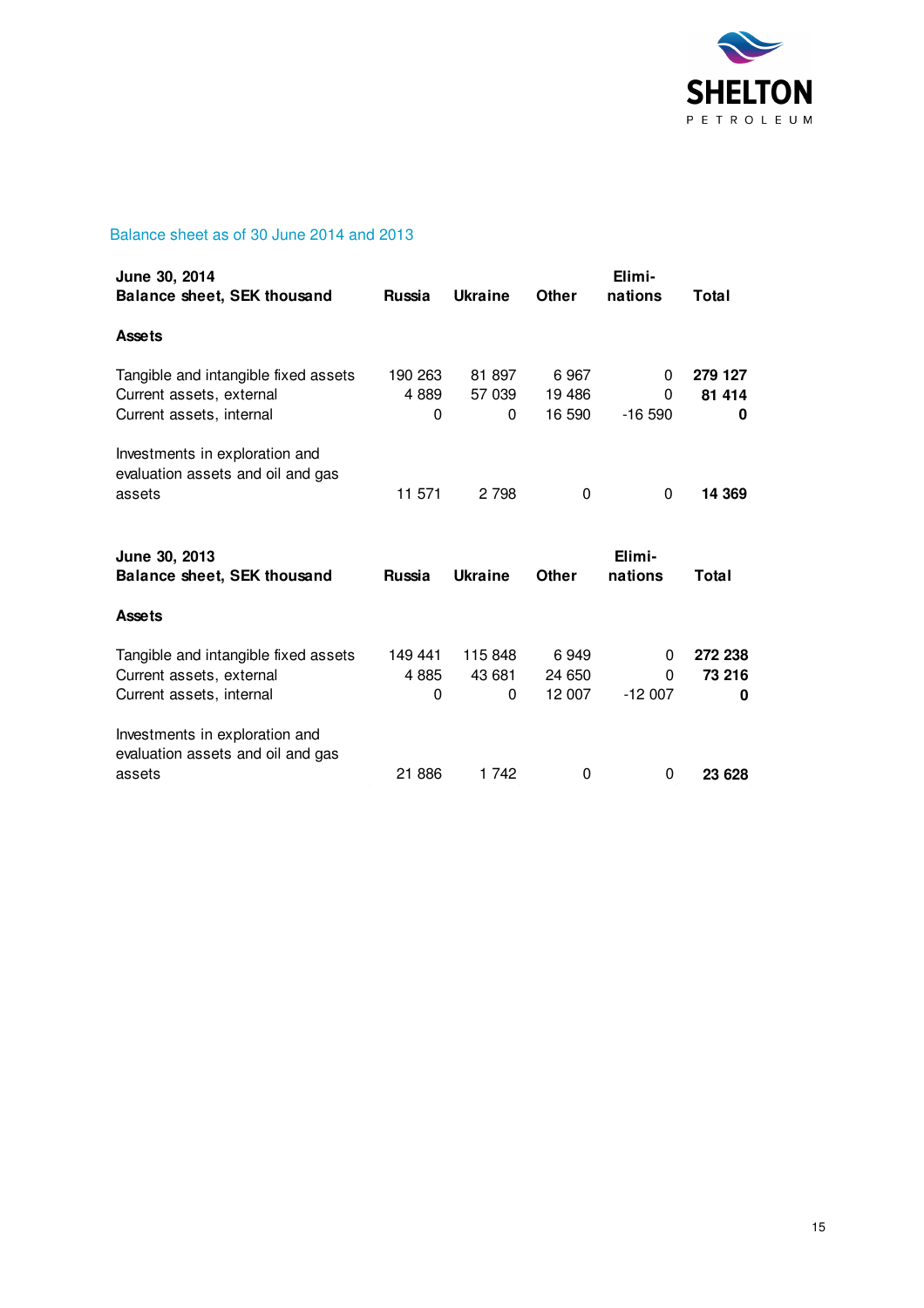## Balance sheet as of 30 June 2014 and 2013

| June 30, 2014<br>Balance sheet, SEK thousand | Russia | Ukraine | Other | Elimi-nations | Total |
|---|---|---|---|---|---|
| **Assets** | | | | | |
| Tangible and intangible fixed assets | 190 263 | 81 897 | 6 967 | 0 | **279 127** |
| Current assets, external | 4 889 | 57 039 | 19 486 | 0 | **81 414** |
| Current assets, internal | 0 | 0 | 16 590 | -16 590 | **0** |
| Investments in exploration and evaluation assets and oil and gas assets | 11 571 | 2 798 | 0 | 0 | **14 369** |

| June 30, 2013<br>Balance sheet, SEK thousand | Russia | Ukraine | Other | Elimi-nations | Total |
|---|---|---|---|---|---|
| **Assets** | | | | | |
| Tangible and intangible fixed assets | 149 441 | 115 848 | 6 949 | 0 | **272 238** |
| Current assets, external | 4 885 | 43 681 | 24 650 | 0 | **73 216** |
| Current assets, internal | 0 | 0 | 12 007 | -12 007 | **0** |
| Investments in exploration and evaluation assets and oil and gas assets | 21 886 | 1 742 | 0 | 0 | **23 628** |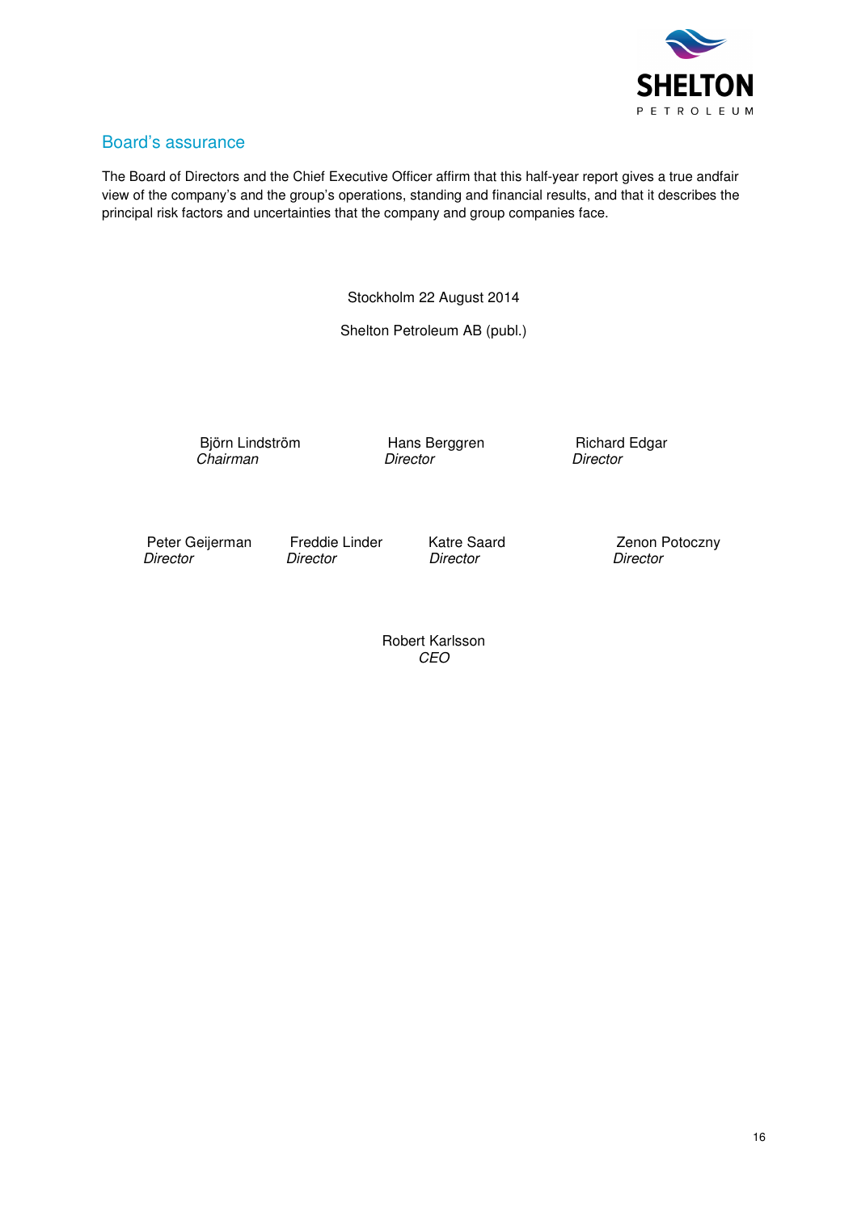## Board's assurance

The Board of Directors and the Chief Executive Officer affirm that this half-year report gives a true andfair view of the company's and the group's operations, standing and financial results, and that it describes the principal risk factors and uncertainties that the company and group companies face.

Stockholm 22 August 2014

Shelton Petroleum AB (publ.)

Björn Lindström
*Chairman*

Hans Berggren
*Director*

Richard Edgar
*Director*

Peter Geijerman
*Director*

Freddie Linder
*Director*

Katre Saard
*Director*

Zenon Potoczny
*Director*

Robert Karlsson
*CEO*